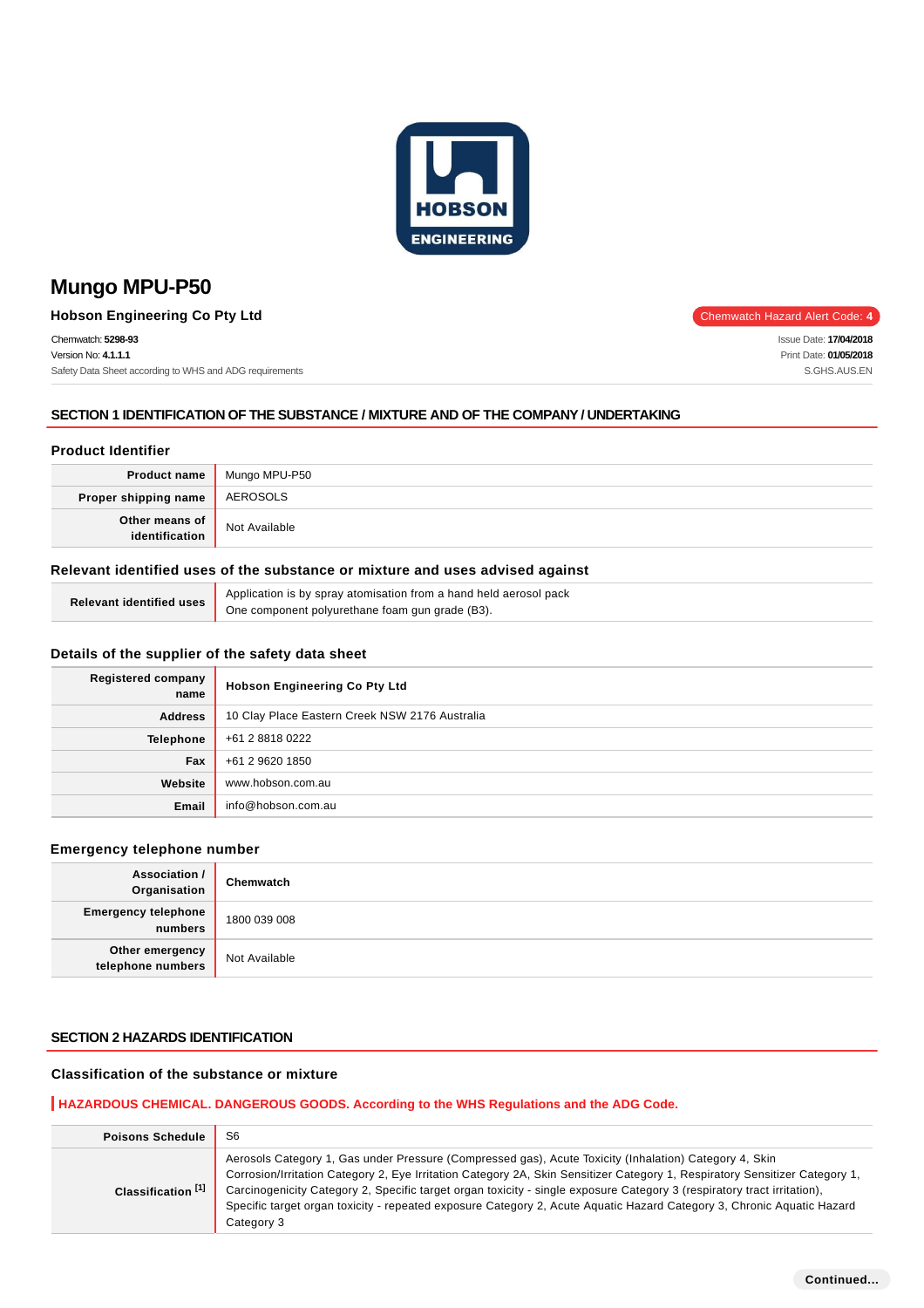# Mungo MPU-P50

**Hobson Engineering Co Pty Ltd**

Chemwatch Hazard Alert Code: **4**

Chemwatch: **5298-93**
Version No: **4.1.1.1**
Safety Data Sheet according to WHS and ADG requirements

Issue Date: **17/04/2018**
Print Date: **01/05/2018**
S.GHS.AUS.EN

## SECTION 1 IDENTIFICATION OF THE SUBSTANCE / MIXTURE AND OF THE COMPANY / UNDERTAKING

### Product Identifier

| | |
|---|---|
| **Product name** | Mungo MPU-P50 |
| **Proper shipping name** | AEROSOLS |
| **Other means of identification** | Not Available |

### Relevant identified uses of the substance or mixture and uses advised against

| | |
|---|---|
| **Relevant identified uses** | Application is by spray atomisation from a hand held aerosol pack<br>One component polyurethane foam gun grade (B3). |

### Details of the supplier of the safety data sheet

| | |
|---|---|
| **Registered company name** | **Hobson Engineering Co Pty Ltd** |
| **Address** | 10 Clay Place Eastern Creek NSW 2176 Australia |
| **Telephone** | +61 2 8818 0222 |
| **Fax** | +61 2 9620 1850 |
| **Website** | www.hobson.com.au |
| **Email** | info@hobson.com.au |

### Emergency telephone number

| | |
|---|---|
| **Association / Organisation** | **Chemwatch** |
| **Emergency telephone numbers** | 1800 039 008 |
| **Other emergency telephone numbers** | Not Available |

## SECTION 2 HAZARDS IDENTIFICATION

### Classification of the substance or mixture

**HAZARDOUS CHEMICAL. DANGEROUS GOODS. According to the WHS Regulations and the ADG Code.**

| | |
|---|---|
| **Poisons Schedule** | S6 |
| **Classification [1]** | Aerosols Category 1, Gas under Pressure (Compressed gas), Acute Toxicity (Inhalation) Category 4, Skin Corrosion/Irritation Category 2, Eye Irritation Category 2A, Skin Sensitizer Category 1, Respiratory Sensitizer Category 1, Carcinogenicity Category 2, Specific target organ toxicity - single exposure Category 3 (respiratory tract irritation), Specific target organ toxicity - repeated exposure Category 2, Acute Aquatic Hazard Category 3, Chronic Aquatic Hazard Category 3 |

Continued...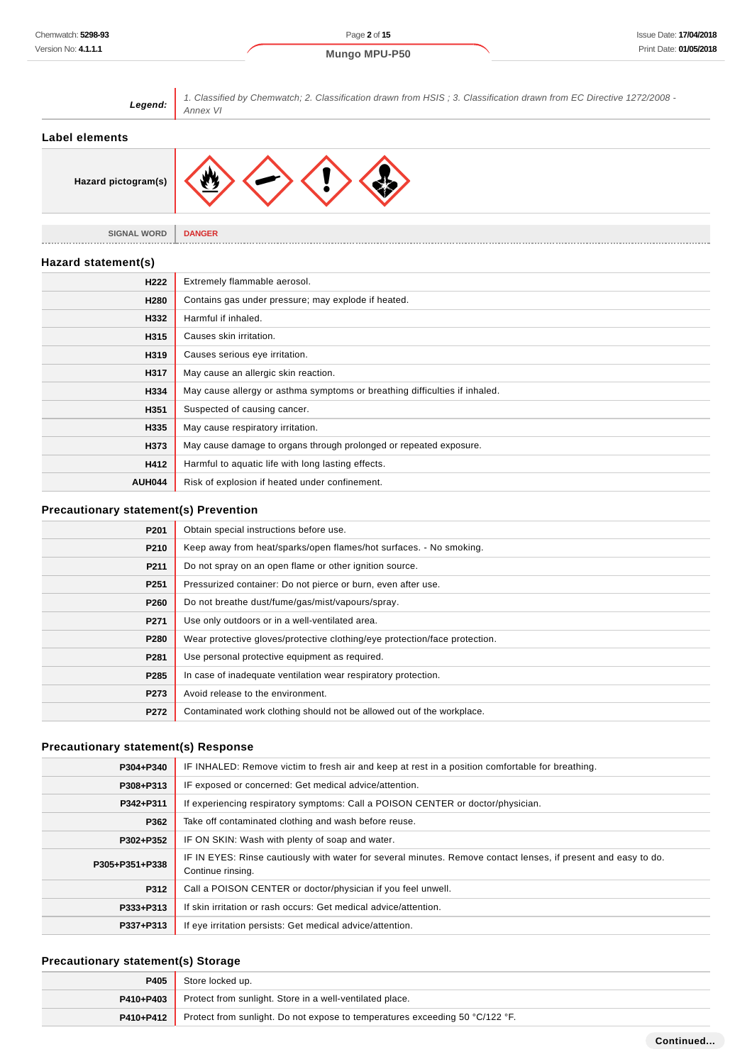| Legend: | 1. Classified by Chemwatch; 2. Classification drawn from HSIS ; 3. Classification drawn from EC Directive 1272/2008 - Annex VI |
|---|---|

## Label elements

| Hazard pictogram(s) | |
|---|---|
| **SIGNAL WORD** | **DANGER** |

## Hazard statement(s)

| | |
|---|---|
| **H222** | Extremely flammable aerosol. |
| **H280** | Contains gas under pressure; may explode if heated. |
| **H332** | Harmful if inhaled. |
| **H315** | Causes skin irritation. |
| **H319** | Causes serious eye irritation. |
| **H317** | May cause an allergic skin reaction. |
| **H334** | May cause allergy or asthma symptoms or breathing difficulties if inhaled. |
| **H351** | Suspected of causing cancer. |
| **H335** | May cause respiratory irritation. |
| **H373** | May cause damage to organs through prolonged or repeated exposure. |
| **H412** | Harmful to aquatic life with long lasting effects. |
| **AUH044** | Risk of explosion if heated under confinement. |

## Precautionary statement(s) Prevention

| | |
|---|---|
| **P201** | Obtain special instructions before use. |
| **P210** | Keep away from heat/sparks/open flames/hot surfaces. - No smoking. |
| **P211** | Do not spray on an open flame or other ignition source. |
| **P251** | Pressurized container: Do not pierce or burn, even after use. |
| **P260** | Do not breathe dust/fume/gas/mist/vapours/spray. |
| **P271** | Use only outdoors or in a well-ventilated area. |
| **P280** | Wear protective gloves/protective clothing/eye protection/face protection. |
| **P281** | Use personal protective equipment as required. |
| **P285** | In case of inadequate ventilation wear respiratory protection. |
| **P273** | Avoid release to the environment. |
| **P272** | Contaminated work clothing should not be allowed out of the workplace. |

## Precautionary statement(s) Response

| | |
|---|---|
| **P304+P340** | IF INHALED: Remove victim to fresh air and keep at rest in a position comfortable for breathing. |
| **P308+P313** | IF exposed or concerned: Get medical advice/attention. |
| **P342+P311** | If experiencing respiratory symptoms: Call a POISON CENTER or doctor/physician. |
| **P362** | Take off contaminated clothing and wash before reuse. |
| **P302+P352** | IF ON SKIN: Wash with plenty of soap and water. |
| **P305+P351+P338** | IF IN EYES: Rinse cautiously with water for several minutes. Remove contact lenses, if present and easy to do. Continue rinsing. |
| **P312** | Call a POISON CENTER or doctor/physician if you feel unwell. |
| **P333+P313** | If skin irritation or rash occurs: Get medical advice/attention. |
| **P337+P313** | If eye irritation persists: Get medical advice/attention. |

## Precautionary statement(s) Storage

| | |
|---|---|
| **P405** | Store locked up. |
| **P410+P403** | Protect from sunlight. Store in a well-ventilated place. |
| **P410+P412** | Protect from sunlight. Do not expose to temperatures exceeding 50 °C/122 °F. |

**Continued...**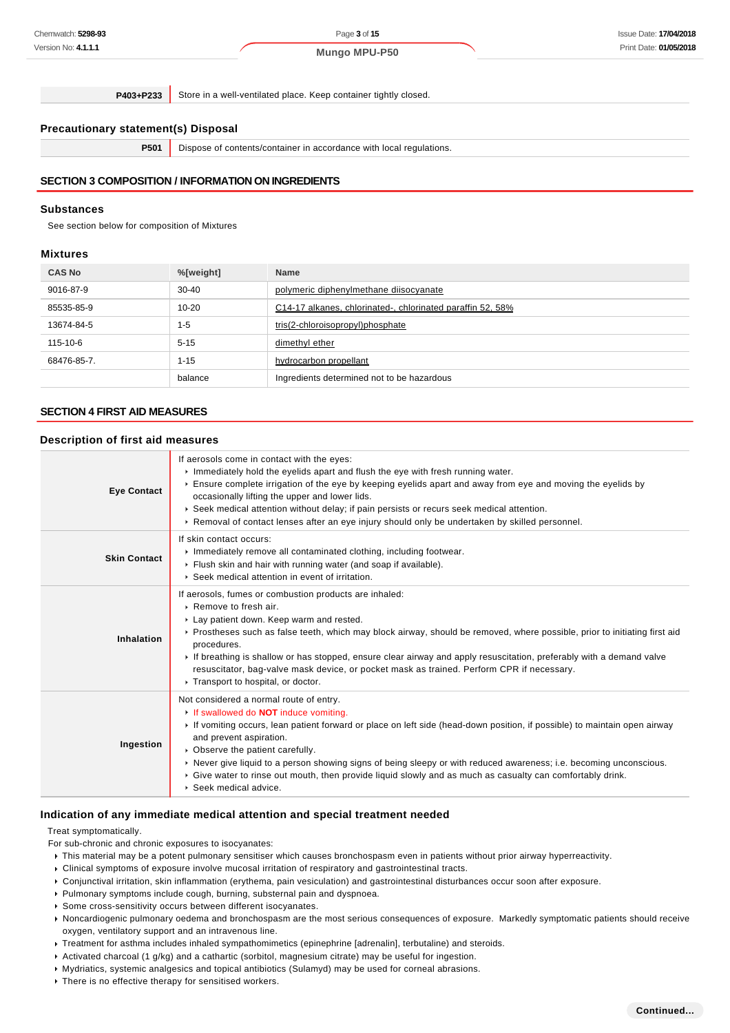| | |
|---|---|
| **P403+P233** | Store in a well-ventilated place. Keep container tightly closed. |

### Precautionary statement(s) Disposal

| | |
|---|---|
| **P501** | Dispose of contents/container in accordance with local regulations. |

## SECTION 3 COMPOSITION / INFORMATION ON INGREDIENTS

### Substances

See section below for composition of Mixtures

### Mixtures

| CAS No | %[weight] | Name |
|---|---|---|
| 9016-87-9 | 30-40 | polymeric diphenylmethane diisocyanate |
| 85535-85-9 | 10-20 | C14-17 alkanes, chlorinated-, chlorinated paraffin 52, 58% |
| 13674-84-5 | 1-5 | tris(2-chloroisopropyl)phosphate |
| 115-10-6 | 5-15 | dimethyl ether |
| 68476-85-7. | 1-15 | hydrocarbon propellant |
| | balance | Ingredients determined not to be hazardous |

## SECTION 4 FIRST AID MEASURES

### Description of first aid measures

| | |
|---|---|
| **Eye Contact** | If aerosols come in contact with the eyes:<br>▸ Immediately hold the eyelids apart and flush the eye with fresh running water.<br>▸ Ensure complete irrigation of the eye by keeping eyelids apart and away from eye and moving the eyelids by occasionally lifting the upper and lower lids.<br>▸ Seek medical attention without delay; if pain persists or recurs seek medical attention.<br>▸ Removal of contact lenses after an eye injury should only be undertaken by skilled personnel. |
| **Skin Contact** | If skin contact occurs:<br>▸ Immediately remove all contaminated clothing, including footwear.<br>▸ Flush skin and hair with running water (and soap if available).<br>▸ Seek medical attention in event of irritation. |
| **Inhalation** | If aerosols, fumes or combustion products are inhaled:<br>▸ Remove to fresh air.<br>▸ Lay patient down. Keep warm and rested.<br>▸ Prostheses such as false teeth, which may block airway, should be removed, where possible, prior to initiating first aid procedures.<br>▸ If breathing is shallow or has stopped, ensure clear airway and apply resuscitation, preferably with a demand valve resuscitator, bag-valve mask device, or pocket mask as trained. Perform CPR if necessary.<br>▸ Transport to hospital, or doctor. |
| **Ingestion** | Not considered a normal route of entry.<br>▸ If swallowed do **NOT** induce vomiting.<br>▸ If vomiting occurs, lean patient forward or place on left side (head-down position, if possible) to maintain open airway and prevent aspiration.<br>▸ Observe the patient carefully.<br>▸ Never give liquid to a person showing signs of being sleepy or with reduced awareness; i.e. becoming unconscious.<br>▸ Give water to rinse out mouth, then provide liquid slowly and as much as casualty can comfortably drink.<br>▸ Seek medical advice. |

### Indication of any immediate medical attention and special treatment needed

Treat symptomatically.

For sub-chronic and chronic exposures to isocyanates:

- This material may be a potent pulmonary sensitiser which causes bronchospasm even in patients without prior airway hyperreactivity.
- Clinical symptoms of exposure involve mucosal irritation of respiratory and gastrointestinal tracts.
- Conjunctival irritation, skin inflammation (erythema, pain vesiculation) and gastrointestinal disturbances occur soon after exposure.
- Pulmonary symptoms include cough, burning, substernal pain and dyspnoea.
- Some cross-sensitivity occurs between different isocyanates.
- Noncardiogenic pulmonary oedema and bronchospasm are the most serious consequences of exposure. Markedly symptomatic patients should receive oxygen, ventilatory support and an intravenous line.
- Treatment for asthma includes inhaled sympathomimetics (epinephrine [adrenalin], terbutaline) and steroids.
- Activated charcoal (1 g/kg) and a cathartic (sorbitol, magnesium citrate) may be useful for ingestion.
- Mydriatics, systemic analgesics and topical antibiotics (Sulamyd) may be used for corneal abrasions.
- There is no effective therapy for sensitised workers.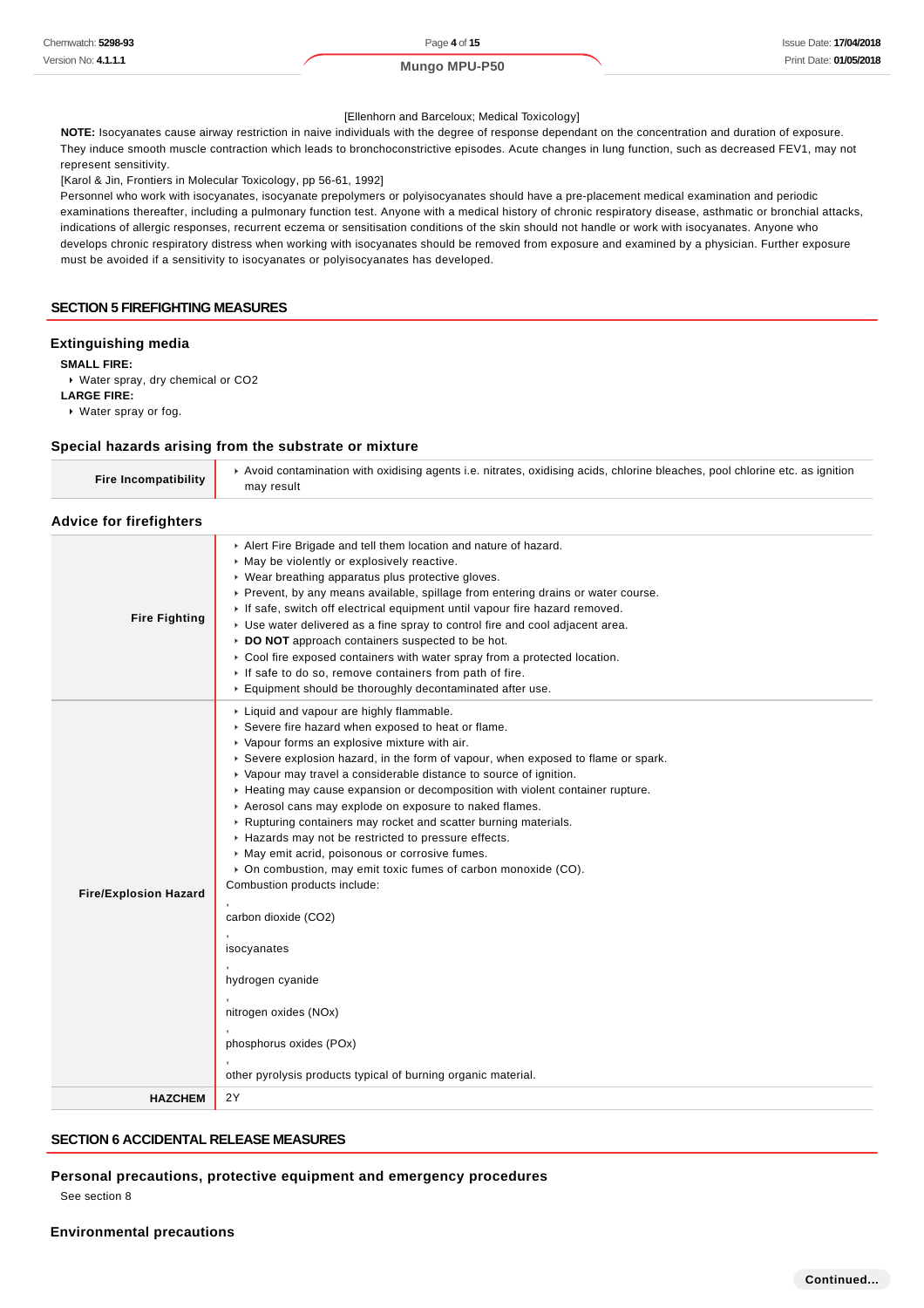[Ellenhorn and Barceloux; Medical Toxicology]

**NOTE:** Isocyanates cause airway restriction in naive individuals with the degree of response dependant on the concentration and duration of exposure. They induce smooth muscle contraction which leads to bronchoconstrictive episodes. Acute changes in lung function, such as decreased FEV1, may not represent sensitivity.

[Karol & Jin, Frontiers in Molecular Toxicology, pp 56-61, 1992]

Personnel who work with isocyanates, isocyanate prepolymers or polyisocyanates should have a pre-placement medical examination and periodic examinations thereafter, including a pulmonary function test. Anyone with a medical history of chronic respiratory disease, asthmatic or bronchial attacks, indications of allergic responses, recurrent eczema or sensitisation conditions of the skin should not handle or work with isocyanates. Anyone who develops chronic respiratory distress when working with isocyanates should be removed from exposure and examined by a physician. Further exposure must be avoided if a sensitivity to isocyanates or polyisocyanates has developed.

## SECTION 5 FIREFIGHTING MEASURES

### Extinguishing media

**SMALL FIRE:**

- Water spray, dry chemical or $CO_2$

**LARGE FIRE:**

- Water spray or fog.

### Special hazards arising from the substrate or mixture

| | |
|---|---|
| **Fire Incompatibility** | Avoid contamination with oxidising agents i.e. nitrates, oxidising acids, chlorine bleaches, pool chlorine etc. as ignition may result |

### Advice for firefighters

| | |
|---|---|
| **Fire Fighting** | Alert Fire Brigade and tell them location and nature of hazard.<br>May be violently or explosively reactive.<br>Wear breathing apparatus plus protective gloves.<br>Prevent, by any means available, spillage from entering drains or water course.<br>If safe, switch off electrical equipment until vapour fire hazard removed.<br>Use water delivered as a fine spray to control fire and cool adjacent area.<br>**DO NOT** approach containers suspected to be hot.<br>Cool fire exposed containers with water spray from a protected location.<br>If safe to do so, remove containers from path of fire.<br>Equipment should be thoroughly decontaminated after use. |
| **Fire/Explosion Hazard** | Liquid and vapour are highly flammable.<br>Severe fire hazard when exposed to heat or flame.<br>Vapour forms an explosive mixture with air.<br>Severe explosion hazard, in the form of vapour, when exposed to flame or spark.<br>Vapour may travel a considerable distance to source of ignition.<br>Heating may cause expansion or decomposition with violent container rupture.<br>Aerosol cans may explode on exposure to naked flames.<br>Rupturing containers may rocket and scatter burning materials.<br>Hazards may not be restricted to pressure effects.<br>May emit acrid, poisonous or corrosive fumes.<br>On combustion, may emit toxic fumes of carbon monoxide (CO).<br>Combustion products include:<br>,<br>carbon dioxide ($CO_2$)<br>,<br>isocyanates<br>,<br>hydrogen cyanide<br>,<br>nitrogen oxides (NOx)<br>,<br>phosphorus oxides (POx)<br>,<br>other pyrolysis products typical of burning organic material. |
| **HAZCHEM** | 2Y |

## SECTION 6 ACCIDENTAL RELEASE MEASURES

### Personal precautions, protective equipment and emergency procedures

See section 8

### Environmental precautions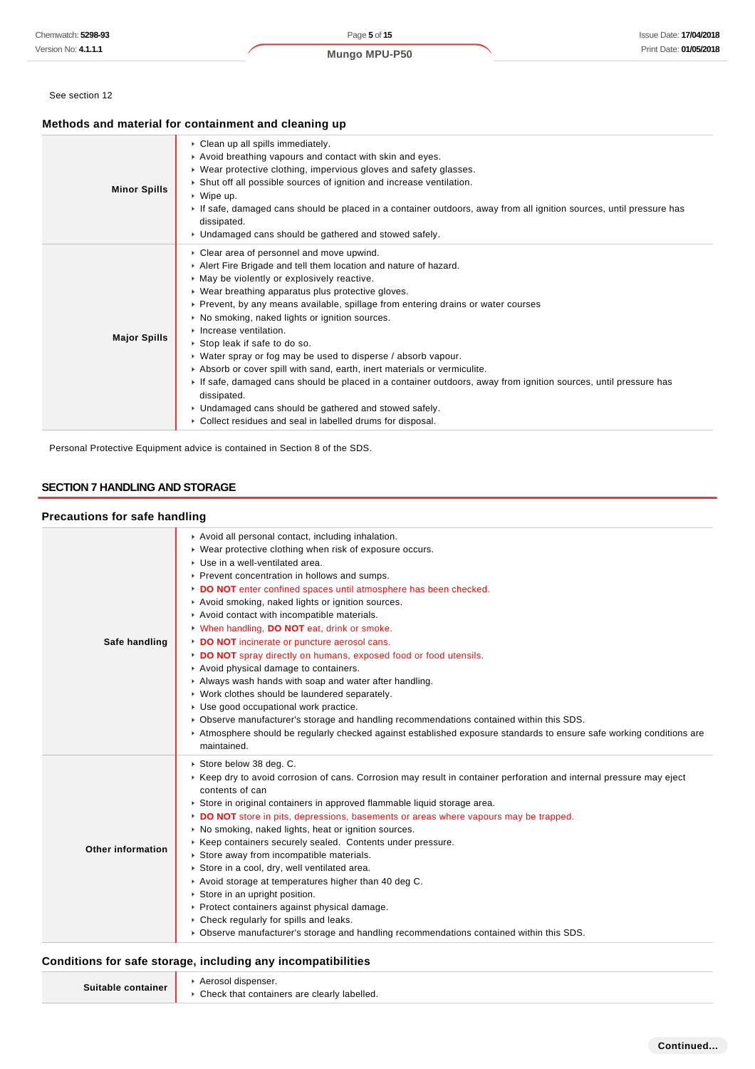See section 12

### Methods and material for containment and cleaning up

| | |
|---|---|
| **Minor Spills** | ‣ Clean up all spills immediately.<br>‣ Avoid breathing vapours and contact with skin and eyes.<br>‣ Wear protective clothing, impervious gloves and safety glasses.<br>‣ Shut off all possible sources of ignition and increase ventilation.<br>‣ Wipe up.<br>‣ If safe, damaged cans should be placed in a container outdoors, away from all ignition sources, until pressure has dissipated.<br>‣ Undamaged cans should be gathered and stowed safely. |
| **Major Spills** | ‣ Clear area of personnel and move upwind.<br>‣ Alert Fire Brigade and tell them location and nature of hazard.<br>‣ May be violently or explosively reactive.<br>‣ Wear breathing apparatus plus protective gloves.<br>‣ Prevent, by any means available, spillage from entering drains or water courses<br>‣ No smoking, naked lights or ignition sources.<br>‣ Increase ventilation.<br>‣ Stop leak if safe to do so.<br>‣ Water spray or fog may be used to disperse / absorb vapour.<br>‣ Absorb or cover spill with sand, earth, inert materials or vermiculite.<br>‣ If safe, damaged cans should be placed in a container outdoors, away from ignition sources, until pressure has dissipated.<br>‣ Undamaged cans should be gathered and stowed safely.<br>‣ Collect residues and seal in labelled drums for disposal. |

Personal Protective Equipment advice is contained in Section 8 of the SDS.

## SECTION 7 HANDLING AND STORAGE

### Precautions for safe handling

| | |
|---|---|
| **Safe handling** | ‣ Avoid all personal contact, including inhalation.<br>‣ Wear protective clothing when risk of exposure occurs.<br>‣ Use in a well-ventilated area.<br>‣ Prevent concentration in hollows and sumps.<br>‣ **DO NOT** enter confined spaces until atmosphere has been checked.<br>‣ Avoid smoking, naked lights or ignition sources.<br>‣ Avoid contact with incompatible materials.<br>‣ When handling, **DO NOT** eat, drink or smoke.<br>‣ **DO NOT** incinerate or puncture aerosol cans.<br>‣ **DO NOT** spray directly on humans, exposed food or food utensils.<br>‣ Avoid physical damage to containers.<br>‣ Always wash hands with soap and water after handling.<br>‣ Work clothes should be laundered separately.<br>‣ Use good occupational work practice.<br>‣ Observe manufacturer's storage and handling recommendations contained within this SDS.<br>‣ Atmosphere should be regularly checked against established exposure standards to ensure safe working conditions are maintained. |
| **Other information** | ‣ Store below 38 deg. C.<br>‣ Keep dry to avoid corrosion of cans. Corrosion may result in container perforation and internal pressure may eject contents of can<br>‣ Store in original containers in approved flammable liquid storage area.<br>‣ **DO NOT** store in pits, depressions, basements or areas where vapours may be trapped.<br>‣ No smoking, naked lights, heat or ignition sources.<br>‣ Keep containers securely sealed. Contents under pressure.<br>‣ Store away from incompatible materials.<br>‣ Store in a cool, dry, well ventilated area.<br>‣ Avoid storage at temperatures higher than 40 deg C.<br>‣ Store in an upright position.<br>‣ Protect containers against physical damage.<br>‣ Check regularly for spills and leaks.<br>‣ Observe manufacturer's storage and handling recommendations contained within this SDS. |

### Conditions for safe storage, including any incompatibilities

| | |
|---|---|
| **Suitable container** | ‣ Aerosol dispenser.<br>‣ Check that containers are clearly labelled. |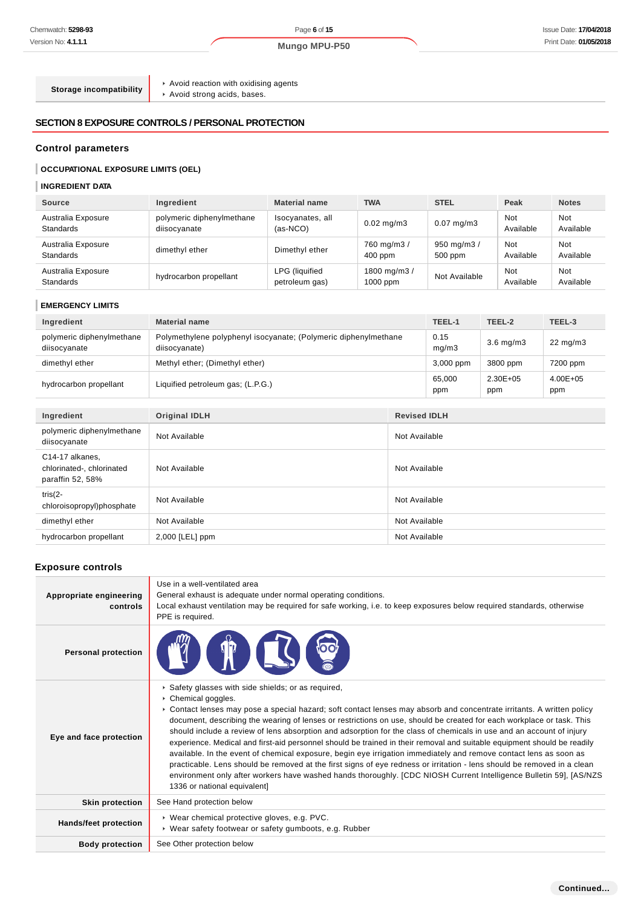| Storage incompatibility | ▸ Avoid reaction with oxidising agents<br>▸ Avoid strong acids, bases. |
|---|---|

## SECTION 8 EXPOSURE CONTROLS / PERSONAL PROTECTION

### Control parameters

#### OCCUPATIONAL EXPOSURE LIMITS (OEL)

#### INGREDIENT DATA

| Source | Ingredient | Material name | TWA | STEL | Peak | Notes |
|---|---|---|---|---|---|---|
| Australia Exposure Standards | polymeric diphenylmethane diisocyanate | Isocyanates, all (as-NCO) | 0.02 mg/m3 | 0.07 mg/m3 | Not Available | Not Available |
| Australia Exposure Standards | dimethyl ether | Dimethyl ether | 760 mg/m3 / 400 ppm | 950 mg/m3 / 500 ppm | Not Available | Not Available |
| Australia Exposure Standards | hydrocarbon propellant | LPG (liquified petroleum gas) | 1800 mg/m3 / 1000 ppm | Not Available | Not Available | Not Available |

#### EMERGENCY LIMITS

| Ingredient | Material name | TEEL-1 | TEEL-2 | TEEL-3 |
|---|---|---|---|---|
| polymeric diphenylmethane diisocyanate | Polymethylene polyphenyl isocyanate; (Polymeric diphenylmethane diisocyanate) | 0.15 mg/m3 | 3.6 mg/m3 | 22 mg/m3 |
| dimethyl ether | Methyl ether; (Dimethyl ether) | 3,000 ppm | 3800 ppm | 7200 ppm |
| hydrocarbon propellant | Liquified petroleum gas; (L.P.G.) | 65,000 ppm | 2.30E+05 ppm | 4.00E+05 ppm |

| Ingredient | Original IDLH | Revised IDLH |
|---|---|---|
| polymeric diphenylmethane diisocyanate | Not Available | Not Available |
| C14-17 alkanes, chlorinated-, chlorinated paraffin 52, 58% | Not Available | Not Available |
| tris(2-chloroisopropyl)phosphate | Not Available | Not Available |
| dimethyl ether | Not Available | Not Available |
| hydrocarbon propellant | 2,000 [LEL] ppm | Not Available |

### Exposure controls

| | |
|---|---|
| Appropriate engineering controls | Use in a well-ventilated area<br>General exhaust is adequate under normal operating conditions.<br>Local exhaust ventilation may be required for safe working, i.e. to keep exposures below required standards, otherwise PPE is required. |
| Personal protection | |
| Eye and face protection | ▸ Safety glasses with side shields; or as required,<br>▸ Chemical goggles.<br>▸ Contact lenses may pose a special hazard; soft contact lenses may absorb and concentrate irritants. A written policy document, describing the wearing of lenses or restrictions on use, should be created for each workplace or task. This should include a review of lens absorption and adsorption for the class of chemicals in use and an account of injury experience. Medical and first-aid personnel should be trained in their removal and suitable equipment should be readily available. In the event of chemical exposure, begin eye irrigation immediately and remove contact lens as soon as practicable. Lens should be removed at the first signs of eye redness or irritation - lens should be removed in a clean environment only after workers have washed hands thoroughly. [CDC NIOSH Current Intelligence Bulletin 59], [AS/NZS 1336 or national equivalent] |
| Skin protection | See Hand protection below |
| Hands/feet protection | ▸ Wear chemical protective gloves, e.g. PVC.<br>▸ Wear safety footwear or safety gumboots, e.g. Rubber |
| Body protection | See Other protection below |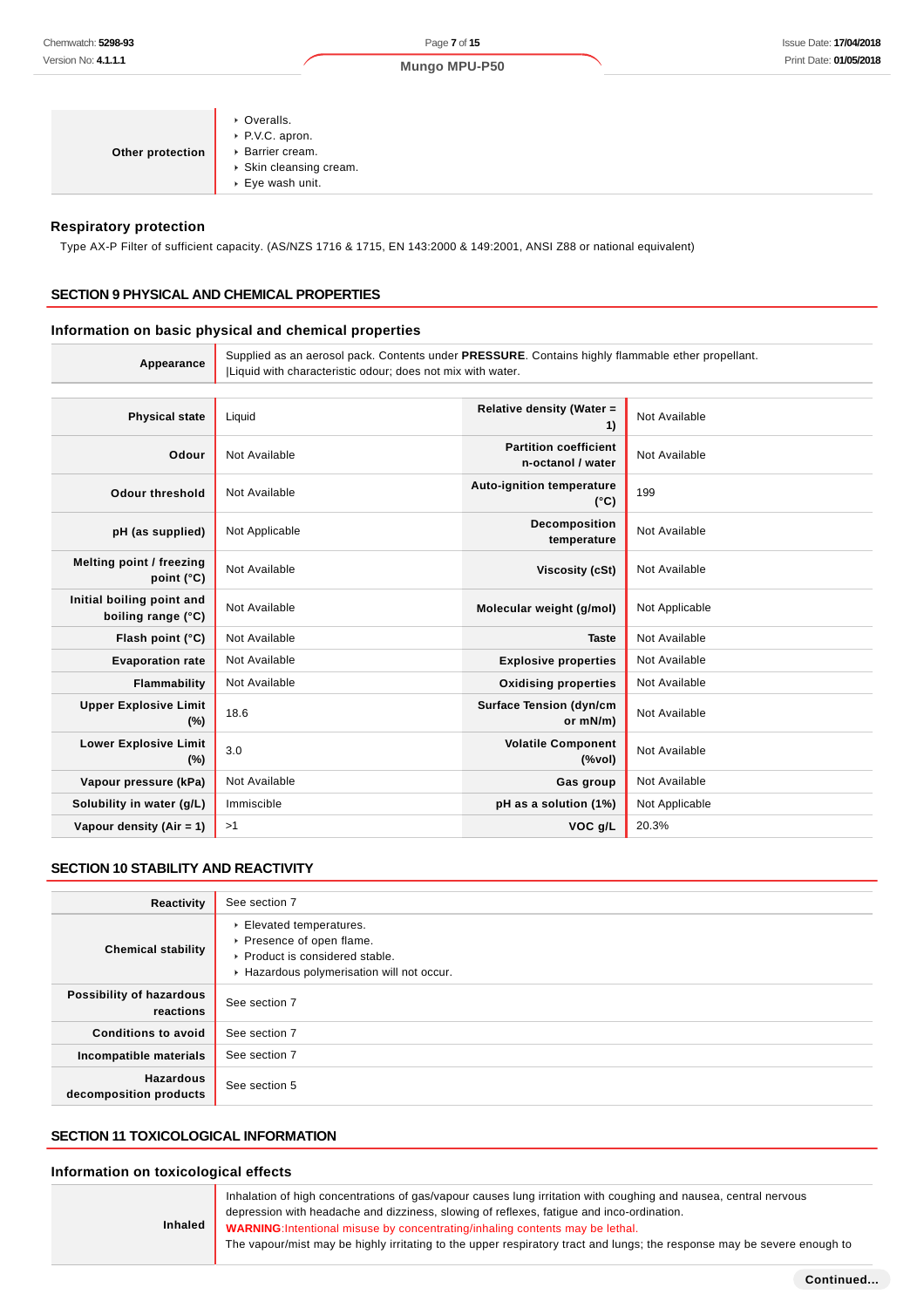| | |
|---|---|
| **Other protection** | ‣ Overalls.<br>‣ P.V.C. apron.<br>‣ Barrier cream.<br>‣ Skin cleansing cream.<br>‣ Eye wash unit. |

### Respiratory protection

Type AX-P Filter of sufficient capacity. (AS/NZS 1716 & 1715, EN 143:2000 & 149:2001, ANSI Z88 or national equivalent)

## SECTION 9 PHYSICAL AND CHEMICAL PROPERTIES

### Information on basic physical and chemical properties

| | |
|---|---|
| **Appearance** | Supplied as an aerosol pack. Contents under **PRESSURE**. Contains highly flammable ether propellant.<br>\|Liquid with characteristic odour; does not mix with water. |

| | | | |
|---|---|---|---|
| **Physical state** | Liquid | **Relative density (Water = 1)** | Not Available |
| **Odour** | Not Available | **Partition coefficient n-octanol / water** | Not Available |
| **Odour threshold** | Not Available | **Auto-ignition temperature (°C)** | 199 |
| **pH (as supplied)** | Not Applicable | **Decomposition temperature** | Not Available |
| **Melting point / freezing point (°C)** | Not Available | **Viscosity (cSt)** | Not Available |
| **Initial boiling point and boiling range (°C)** | Not Available | **Molecular weight (g/mol)** | Not Applicable |
| **Flash point (°C)** | Not Available | **Taste** | Not Available |
| **Evaporation rate** | Not Available | **Explosive properties** | Not Available |
| **Flammability** | Not Available | **Oxidising properties** | Not Available |
| **Upper Explosive Limit (%)** | 18.6 | **Surface Tension (dyn/cm or mN/m)** | Not Available |
| **Lower Explosive Limit (%)** | 3.0 | **Volatile Component (%vol)** | Not Available |
| **Vapour pressure (kPa)** | Not Available | **Gas group** | Not Available |
| **Solubility in water (g/L)** | Immiscible | **pH as a solution (1%)** | Not Applicable |
| **Vapour density (Air = 1)** | >1 | **VOC g/L** | 20.3% |

## SECTION 10 STABILITY AND REACTIVITY

| | |
|---|---|
| **Reactivity** | See section 7 |
| **Chemical stability** | ‣ Elevated temperatures.<br>‣ Presence of open flame.<br>‣ Product is considered stable.<br>‣ Hazardous polymerisation will not occur. |
| **Possibility of hazardous reactions** | See section 7 |
| **Conditions to avoid** | See section 7 |
| **Incompatible materials** | See section 7 |
| **Hazardous decomposition products** | See section 5 |

## SECTION 11 TOXICOLOGICAL INFORMATION

### Information on toxicological effects

| | |
|---|---|
| **Inhaled** | Inhalation of high concentrations of gas/vapour causes lung irritation with coughing and nausea, central nervous depression with headache and dizziness, slowing of reflexes, fatigue and inco-ordination.<br>**WARNING**:Intentional misuse by concentrating/inhaling contents may be lethal.<br>The vapour/mist may be highly irritating to the upper respiratory tract and lungs; the response may be severe enough to |

**Continued...**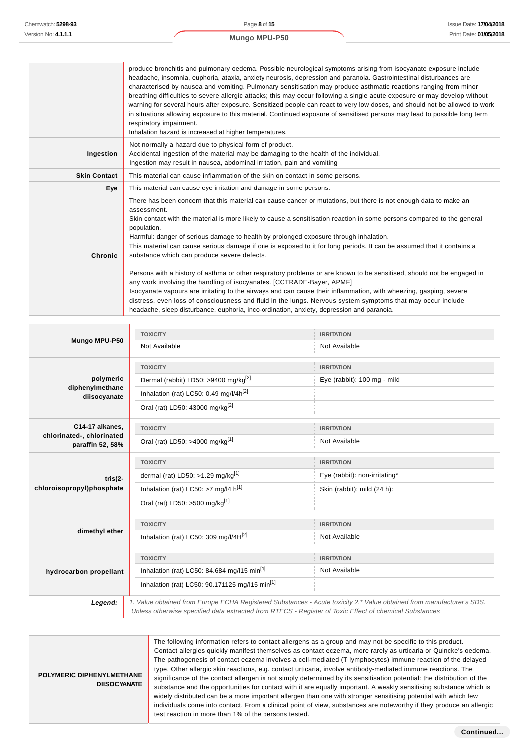| | |
|---|---|
| | produce bronchitis and pulmonary oedema. Possible neurological symptoms arising from isocyanate exposure include headache, insomnia, euphoria, ataxia, anxiety neurosis, depression and paranoia. Gastrointestinal disturbances are characterised by nausea and vomiting. Pulmonary sensitisation may produce asthmatic reactions ranging from minor breathing difficulties to severe allergic attacks; this may occur following a single acute exposure or may develop without warning for several hours after exposure. Sensitized people can react to very low doses, and should not be allowed to work in situations allowing exposure to this material. Continued exposure of sensitised persons may lead to possible long term respiratory impairment.<br>Inhalation hazard is increased at higher temperatures. |
| **Ingestion** | Not normally a hazard due to physical form of product.<br>Accidental ingestion of the material may be damaging to the health of the individual.<br>Ingestion may result in nausea, abdominal irritation, pain and vomiting |
| **Skin Contact** | This material can cause inflammation of the skin on contact in some persons. |
| **Eye** | This material can cause eye irritation and damage in some persons. |
| **Chronic** | There has been concern that this material can cause cancer or mutations, but there is not enough data to make an assessment.<br>Skin contact with the material is more likely to cause a sensitisation reaction in some persons compared to the general population.<br>Harmful: danger of serious damage to health by prolonged exposure through inhalation.<br>This material can cause serious damage if one is exposed to it for long periods. It can be assumed that it contains a substance which can produce severe defects.<br><br>Persons with a history of asthma or other respiratory problems or are known to be sensitised, should not be engaged in any work involving the handling of isocyanates. [CCTRADE-Bayer, APMF]<br>Isocyanate vapours are irritating to the airways and can cause their inflammation, with wheezing, gasping, severe distress, even loss of consciousness and fluid in the lungs. Nervous system symptoms that may occur include headache, sleep disturbance, euphoria, inco-ordination, anxiety, depression and paranoia. |

| | TOXICITY | IRRITATION |
|---|---|---|
| **Mungo MPU-P50** | Not Available | Not Available |
| | **TOXICITY** | **IRRITATION** |
| **polymeric diphenylmethane diisocyanate** | Dermal (rabbit) LD50: >9400 mg/kg[2] | Eye (rabbit): 100 mg - mild |
| | Inhalation (rat) LC50: 0.49 mg/l/4h[2] | |
| | Oral (rat) LD50: 43000 mg/kg[2] | |
| | **TOXICITY** | **IRRITATION** |
| **C14-17 alkanes, chlorinated-, chlorinated paraffin 52, 58%** | Oral (rat) LD50: >4000 mg/kg[1] | Not Available |
| | **TOXICITY** | **IRRITATION** |
| **tris(2-chloroisopropyl)phosphate** | dermal (rat) LD50: >1.29 mg/kg[1] | Eye (rabbit): non-irritating* |
| | Inhalation (rat) LC50: >7 mg/l4 h[1] | Skin (rabbit): mild (24 h): |
| | Oral (rat) LD50: >500 mg/kg[1] | |
| | **TOXICITY** | **IRRITATION** |
| **dimethyl ether** | Inhalation (rat) LC50: 309 mg/l/4H[2] | Not Available |
| | **TOXICITY** | **IRRITATION** |
| **hydrocarbon propellant** | Inhalation (rat) LC50: 84.684 mg/l15 min[1] | Not Available |
| | Inhalation (rat) LC50: 90.171125 mg/l15 min[1] | |
| ***Legend:*** | *1. Value obtained from Europe ECHA Registered Substances - Acute toxicity 2.\* Value obtained from manufacturer's SDS. Unless otherwise specified data extracted from RTECS - Register of Toxic Effect of chemical Substances* | |

| | |
|---|---|
| **POLYMERIC DIPHENYLMETHANE DIISOCYANATE** | The following information refers to contact allergens as a group and may not be specific to this product.<br>Contact allergies quickly manifest themselves as contact eczema, more rarely as urticaria or Quincke's oedema. The pathogenesis of contact eczema involves a cell-mediated (T lymphocytes) immune reaction of the delayed type. Other allergic skin reactions, e.g. contact urticaria, involve antibody-mediated immune reactions. The significance of the contact allergen is not simply determined by its sensitisation potential: the distribution of the substance and the opportunities for contact with it are equally important. A weakly sensitising substance which is widely distributed can be a more important allergen than one with stronger sensitising potential with which few individuals come into contact. From a clinical point of view, substances are noteworthy if they produce an allergic test reaction in more than 1% of the persons tested. |

**Continued...**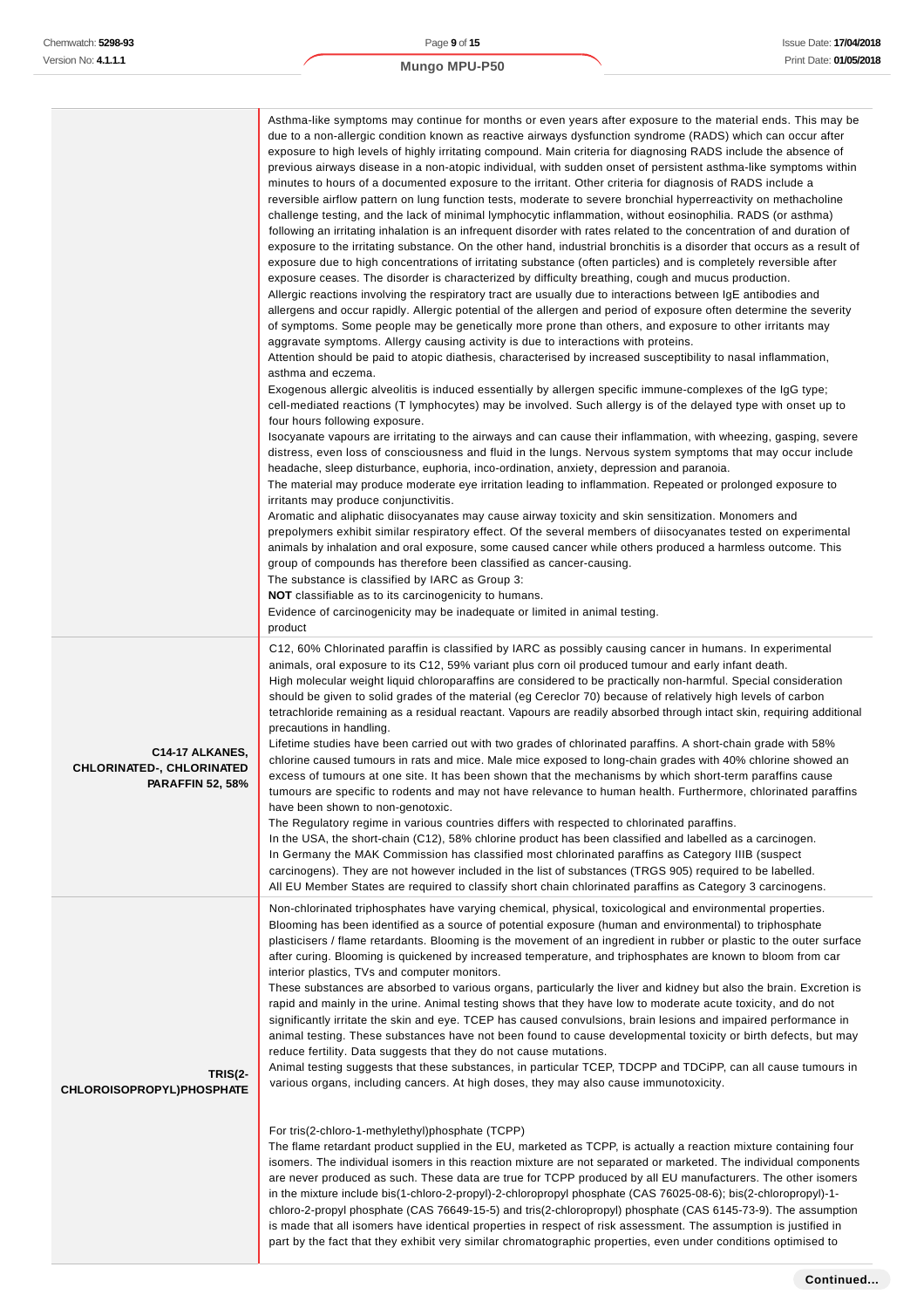| | |
|---|---|
| | Asthma-like symptoms may continue for months or even years after exposure to the material ends. This may be due to a non-allergic condition known as reactive airways dysfunction syndrome (RADS) which can occur after exposure to high levels of highly irritating compound. Main criteria for diagnosing RADS include the absence of previous airways disease in a non-atopic individual, with sudden onset of persistent asthma-like symptoms within minutes to hours of a documented exposure to the irritant. Other criteria for diagnosis of RADS include a reversible airflow pattern on lung function tests, moderate to severe bronchial hyperreactivity on methacholine challenge testing, and the lack of minimal lymphocytic inflammation, without eosinophilia. RADS (or asthma) following an irritating inhalation is an infrequent disorder with rates related to the concentration of and duration of exposure to the irritating substance. On the other hand, industrial bronchitis is a disorder that occurs as a result of exposure due to high concentrations of irritating substance (often particles) and is completely reversible after exposure ceases. The disorder is characterized by difficulty breathing, cough and mucus production.<br>Allergic reactions involving the respiratory tract are usually due to interactions between IgE antibodies and allergens and occur rapidly. Allergic potential of the allergen and period of exposure often determine the severity of symptoms. Some people may be genetically more prone than others, and exposure to other irritants may aggravate symptoms. Allergy causing activity is due to interactions with proteins.<br>Attention should be paid to atopic diathesis, characterised by increased susceptibility to nasal inflammation, asthma and eczema.<br>Exogenous allergic alveolitis is induced essentially by allergen specific immune-complexes of the IgG type; cell-mediated reactions (T lymphocytes) may be involved. Such allergy is of the delayed type with onset up to four hours following exposure.<br>Isocyanate vapours are irritating to the airways and can cause their inflammation, with wheezing, gasping, severe distress, even loss of consciousness and fluid in the lungs. Nervous system symptoms that may occur include headache, sleep disturbance, euphoria, inco-ordination, anxiety, depression and paranoia.<br>The material may produce moderate eye irritation leading to inflammation. Repeated or prolonged exposure to irritants may produce conjunctivitis.<br>Aromatic and aliphatic diisocyanates may cause airway toxicity and skin sensitization. Monomers and prepolymers exhibit similar respiratory effect. Of the several members of diisocyanates tested on experimental animals by inhalation and oral exposure, some caused cancer while others produced a harmless outcome. This group of compounds has therefore been classified as cancer-causing.<br>The substance is classified by IARC as Group 3:<br>**NOT** classifiable as to its carcinogenicity to humans.<br>Evidence of carcinogenicity may be inadequate or limited in animal testing.<br>product |
| **C14-17 ALKANES, CHLORINATED-, CHLORINATED PARAFFIN 52, 58%** | C12, 60% Chlorinated paraffin is classified by IARC as possibly causing cancer in humans. In experimental animals, oral exposure to its C12, 59% variant plus corn oil produced tumour and early infant death.<br>High molecular weight liquid chloroparaffins are considered to be practically non-harmful. Special consideration should be given to solid grades of the material (eg Cereclor 70) because of relatively high levels of carbon tetrachloride remaining as a residual reactant. Vapours are readily absorbed through intact skin, requiring additional precautions in handling.<br>Lifetime studies have been carried out with two grades of chlorinated paraffins. A short-chain grade with 58% chlorine caused tumours in rats and mice. Male mice exposed to long-chain grades with 40% chlorine showed an excess of tumours at one site. It has been shown that the mechanisms by which short-term paraffins cause tumours are specific to rodents and may not have relevance to human health. Furthermore, chlorinated paraffins have been shown to non-genotoxic.<br>The Regulatory regime in various countries differs with respected to chlorinated paraffins.<br>In the USA, the short-chain (C12), 58% chlorine product has been classified and labelled as a carcinogen.<br>In Germany the MAK Commission has classified most chlorinated paraffins as Category IIIB (suspect carcinogens). They are not however included in the list of substances (TRGS 905) required to be labelled.<br>All EU Member States are required to classify short chain chlorinated paraffins as Category 3 carcinogens. |
| **TRIS(2-CHLOROISOPROPYL)PHOSPHATE** | Non-chlorinated triphosphates have varying chemical, physical, toxicological and environmental properties.<br>Blooming has been identified as a source of potential exposure (human and environmental) to triphosphate plasticisers / flame retardants. Blooming is the movement of an ingredient in rubber or plastic to the outer surface after curing. Blooming is quickened by increased temperature, and triphosphates are known to bloom from car interior plastics, TVs and computer monitors.<br>These substances are absorbed to various organs, particularly the liver and kidney but also the brain. Excretion is rapid and mainly in the urine. Animal testing shows that they have low to moderate acute toxicity, and do not significantly irritate the skin and eye. TCEP has caused convulsions, brain lesions and impaired performance in animal testing. These substances have not been found to cause developmental toxicity or birth defects, but may reduce fertility. Data suggests that they do not cause mutations.<br>Animal testing suggests that these substances, in particular TCEP, TDCPP and TDCiPP, can all cause tumours in various organs, including cancers. At high doses, they may also cause immunotoxicity.<br><br>For tris(2-chloro-1-methylethyl)phosphate (TCPP)<br>The flame retardant product supplied in the EU, marketed as TCPP, is actually a reaction mixture containing four isomers. The individual isomers in this reaction mixture are not separated or marketed. The individual components are never produced as such. These data are true for TCPP produced by all EU manufacturers. The other isomers in the mixture include bis(1-chloro-2-propyl)-2-chloropropyl phosphate (CAS 76025-08-6); bis(2-chloropropyl)-1-chloro-2-propyl phosphate (CAS 76649-15-5) and tris(2-chloropropyl) phosphate (CAS 6145-73-9). The assumption is made that all isomers have identical properties in respect of risk assessment. The assumption is justified in part by the fact that they exhibit very similar chromatographic properties, even under conditions optimised to |

**Continued...**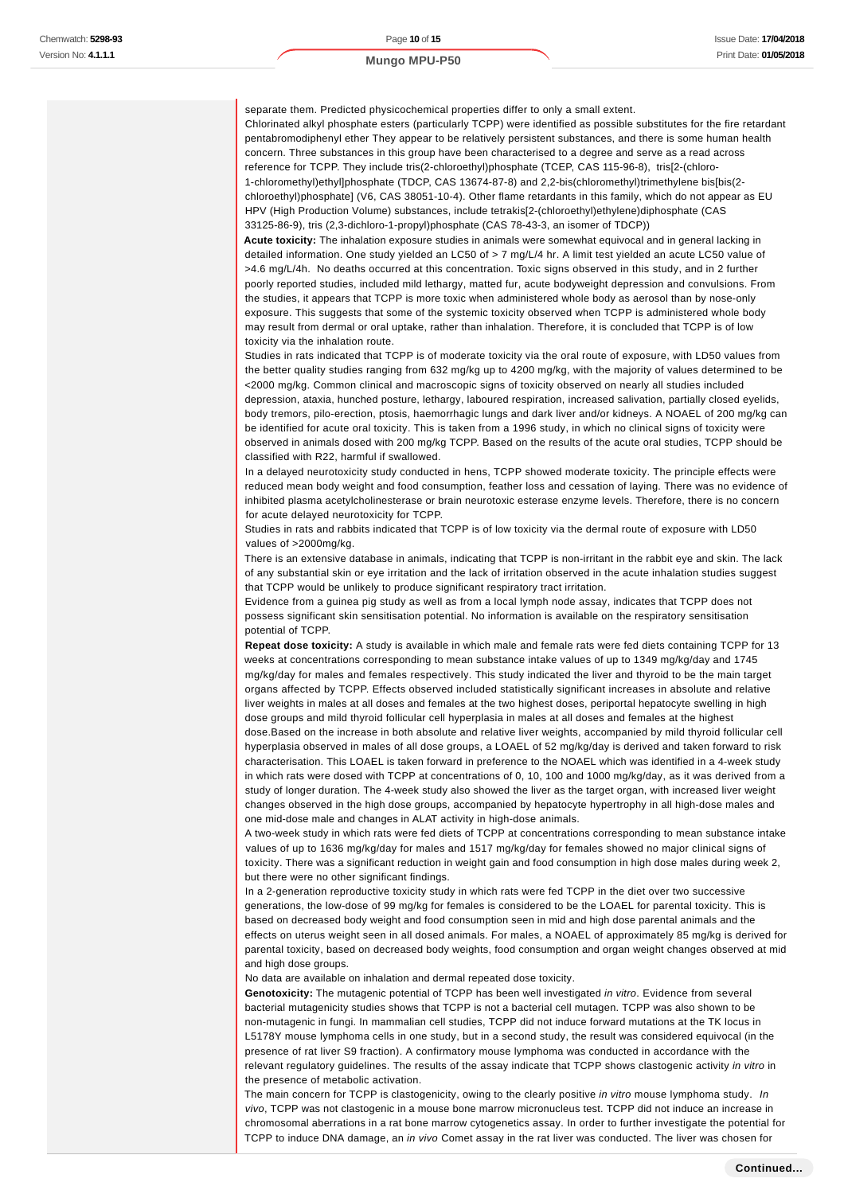separate them. Predicted physicochemical properties differ to only a small extent.

Chlorinated alkyl phosphate esters (particularly TCPP) were identified as possible substitutes for the fire retardant pentabromodiphenyl ether They appear to be relatively persistent substances, and there is some human health concern. Three substances in this group have been characterised to a degree and serve as a read across reference for TCPP. They include tris(2-chloroethyl)phosphate (TCEP, CAS 115-96-8), tris[2-(chloro-1-chloromethyl)ethyl]phosphate (TDCP, CAS 13674-87-8) and 2,2-bis(chloromethyl)trimethylene bis[bis(2-chloroethyl)phosphate] (V6, CAS 38051-10-4). Other flame retardants in this family, which do not appear as EU HPV (High Production Volume) substances, include tetrakis[2-(chloroethyl)ethylene)diphosphate (CAS 33125-86-9), tris (2,3-dichloro-1-propyl)phosphate (CAS 78-43-3, an isomer of TDCP))

**Acute toxicity:** The inhalation exposure studies in animals were somewhat equivocal and in general lacking in detailed information. One study yielded an LC50 of > 7 mg/L/4 hr. A limit test yielded an acute LC50 value of >4.6 mg/L/4h. No deaths occurred at this concentration. Toxic signs observed in this study, and in 2 further poorly reported studies, included mild lethargy, matted fur, acute bodyweight depression and convulsions. From the studies, it appears that TCPP is more toxic when administered whole body as aerosol than by nose-only exposure. This suggests that some of the systemic toxicity observed when TCPP is administered whole body may result from dermal or oral uptake, rather than inhalation. Therefore, it is concluded that TCPP is of low toxicity via the inhalation route.

Studies in rats indicated that TCPP is of moderate toxicity via the oral route of exposure, with LD50 values from the better quality studies ranging from 632 mg/kg up to 4200 mg/kg, with the majority of values determined to be <2000 mg/kg. Common clinical and macroscopic signs of toxicity observed on nearly all studies included depression, ataxia, hunched posture, lethargy, laboured respiration, increased salivation, partially closed eyelids, body tremors, pilo-erection, ptosis, haemorrhagic lungs and dark liver and/or kidneys. A NOAEL of 200 mg/kg can be identified for acute oral toxicity. This is taken from a 1996 study, in which no clinical signs of toxicity were observed in animals dosed with 200 mg/kg TCPP. Based on the results of the acute oral studies, TCPP should be classified with R22, harmful if swallowed.

In a delayed neurotoxicity study conducted in hens, TCPP showed moderate toxicity. The principle effects were reduced mean body weight and food consumption, feather loss and cessation of laying. There was no evidence of inhibited plasma acetylcholinesterase or brain neurotoxic esterase enzyme levels. Therefore, there is no concern for acute delayed neurotoxicity for TCPP.

Studies in rats and rabbits indicated that TCPP is of low toxicity via the dermal route of exposure with LD50 values of >2000mg/kg.

There is an extensive database in animals, indicating that TCPP is non-irritant in the rabbit eye and skin. The lack of any substantial skin or eye irritation and the lack of irritation observed in the acute inhalation studies suggest that TCPP would be unlikely to produce significant respiratory tract irritation.

Evidence from a guinea pig study as well as from a local lymph node assay, indicates that TCPP does not possess significant skin sensitisation potential. No information is available on the respiratory sensitisation potential of TCPP.

**Repeat dose toxicity:** A study is available in which male and female rats were fed diets containing TCPP for 13 weeks at concentrations corresponding to mean substance intake values of up to 1349 mg/kg/day and 1745 mg/kg/day for males and females respectively. This study indicated the liver and thyroid to be the main target organs affected by TCPP. Effects observed included statistically significant increases in absolute and relative liver weights in males at all doses and females at the two highest doses, periportal hepatocyte swelling in high dose groups and mild thyroid follicular cell hyperplasia in males at all doses and females at the highest dose.Based on the increase in both absolute and relative liver weights, accompanied by mild thyroid follicular cell hyperplasia observed in males of all dose groups, a LOAEL of 52 mg/kg/day is derived and taken forward to risk characterisation. This LOAEL is taken forward in preference to the NOAEL which was identified in a 4-week study in which rats were dosed with TCPP at concentrations of 0, 10, 100 and 1000 mg/kg/day, as it was derived from a study of longer duration. The 4-week study also showed the liver as the target organ, with increased liver weight changes observed in the high dose groups, accompanied by hepatocyte hypertrophy in all high-dose males and one mid-dose male and changes in ALAT activity in high-dose animals.

A two-week study in which rats were fed diets of TCPP at concentrations corresponding to mean substance intake values of up to 1636 mg/kg/day for males and 1517 mg/kg/day for females showed no major clinical signs of toxicity. There was a significant reduction in weight gain and food consumption in high dose males during week 2, but there were no other significant findings.

In a 2-generation reproductive toxicity study in which rats were fed TCPP in the diet over two successive generations, the low-dose of 99 mg/kg for females is considered to be the LOAEL for parental toxicity. This is based on decreased body weight and food consumption seen in mid and high dose parental animals and the effects on uterus weight seen in all dosed animals. For males, a NOAEL of approximately 85 mg/kg is derived for parental toxicity, based on decreased body weights, food consumption and organ weight changes observed at mid and high dose groups.

No data are available on inhalation and dermal repeated dose toxicity.

**Genotoxicity:** The mutagenic potential of TCPP has been well investigated *in vitro*. Evidence from several bacterial mutagenicity studies shows that TCPP is not a bacterial cell mutagen. TCPP was also shown to be non-mutagenic in fungi. In mammalian cell studies, TCPP did not induce forward mutations at the TK locus in L5178Y mouse lymphoma cells in one study, but in a second study, the result was considered equivocal (in the presence of rat liver S9 fraction). A confirmatory mouse lymphoma was conducted in accordance with the relevant regulatory guidelines. The results of the assay indicate that TCPP shows clastogenic activity *in vitro* in the presence of metabolic activation.

The main concern for TCPP is clastogenicity, owing to the clearly positive *in vitro* mouse lymphoma study. *In vivo*, TCPP was not clastogenic in a mouse bone marrow micronucleus test. TCPP did not induce an increase in chromosomal aberrations in a rat bone marrow cytogenetics assay. In order to further investigate the potential for TCPP to induce DNA damage, an *in vivo* Comet assay in the rat liver was conducted. The liver was chosen for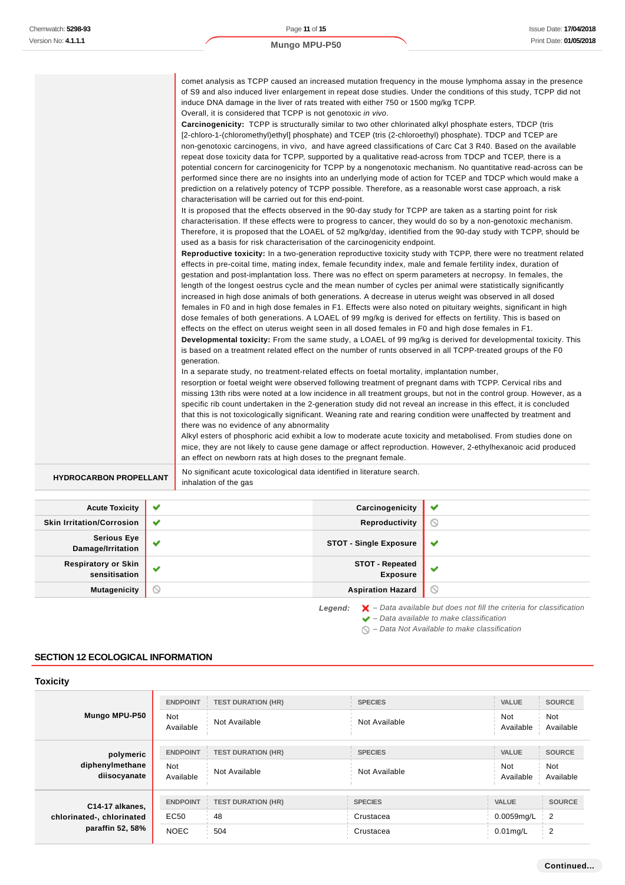| | |
|---|---|
| | comet analysis as TCPP caused an increased mutation frequency in the mouse lymphoma assay in the presence of S9 and also induced liver enlargement in repeat dose studies. Under the conditions of this study, TCPP did not induce DNA damage in the liver of rats treated with either 750 or 1500 mg/kg TCPP.<br>Overall, it is considered that TCPP is not genotoxic *in vivo*.<br>**Carcinogenicity:** TCPP is structurally similar to two other chlorinated alkyl phosphate esters, TDCP (tris [2-chloro-1-(chloromethyl)ethyl] phosphate) and TCEP (tris (2-chloroethyl) phosphate). TDCP and TCEP are non-genotoxic carcinogens, in vivo, and have agreed classifications of Carc Cat 3 R40. Based on the available repeat dose toxicity data for TCPP, supported by a qualitative read-across from TDCP and TCEP, there is a potential concern for carcinogenicity for TCPP by a nongenotoxic mechanism. No quantitative read-across can be performed since there are no insights into an underlying mode of action for TCEP and TDCP which would make a prediction on a relatively potency of TCPP possible. Therefore, as a reasonable worst case approach, a risk characterisation will be carried out for this end-point.<br>It is proposed that the effects observed in the 90-day study for TCPP are taken as a starting point for risk characterisation. If these effects were to progress to cancer, they would do so by a non-genotoxic mechanism. Therefore, it is proposed that the LOAEL of 52 mg/kg/day, identified from the 90-day study with TCPP, should be used as a basis for risk characterisation of the carcinogenicity endpoint.<br>**Reproductive toxicity:** In a two-generation reproductive toxicity study with TCPP, there were no treatment related effects in pre-coital time, mating index, female fecundity index, male and female fertility index, duration of gestation and post-implantation loss. There was no effect on sperm parameters at necropsy. In females, the length of the longest oestrus cycle and the mean number of cycles per animal were statistically significantly increased in high dose animals of both generations. A decrease in uterus weight was observed in all dosed females in F0 and in high dose females in F1. Effects were also noted on pituitary weights, significant in high dose females of both generations. A LOAEL of 99 mg/kg is derived for effects on fertility. This is based on effects on the effect on uterus weight seen in all dosed females in F0 and high dose females in F1.<br>**Developmental toxicity:** From the same study, a LOAEL of 99 mg/kg is derived for developmental toxicity. This is based on a treatment related effect on the number of runts observed in all TCPP-treated groups of the F0 generation.<br>In a separate study, no treatment-related effects on foetal mortality, implantation number, resorption or foetal weight were observed following treatment of pregnant dams with TCPP. Cervical ribs and missing 13th ribs were noted at a low incidence in all treatment groups, but not in the control group. However, as a specific rib count undertaken in the 2-generation study did not reveal an increase in this effect, it is concluded that this is not toxicologically significant. Weaning rate and rearing condition were unaffected by treatment and there was no evidence of any abnormality<br>Alkyl esters of phosphoric acid exhibit a low to moderate acute toxicity and metabolised. From studies done on mice, they are not likely to cause gene damage or affect reproduction. However, 2-ethylhexanoic acid produced an effect on newborn rats at high doses to the pregnant female. |
| **HYDROCARBON PROPELLANT** | No significant acute toxicological data identified in literature search.<br>inhalation of the gas |

| | | | |
|---|---|---|---|
| **Acute Toxicity** | ✔ | **Carcinogenicity** | ✔ |
| **Skin Irritation/Corrosion** | ✔ | **Reproductivity** | ⃠ |
| **Serious Eye Damage/Irritation** | ✔ | **STOT - Single Exposure** | ✔ |
| **Respiratory or Skin sensitisation** | ✔ | **STOT - Repeated Exposure** | ✔ |
| **Mutagenicity** | ⃠ | **Aspiration Hazard** | ⃠ |

*Legend:*
✘ *– Data available but does not fill the criteria for classification*
✔ *– Data available to make classification*
⃠ *– Data Not Available to make classification*

## SECTION 12 ECOLOGICAL INFORMATION

### Toxicity

| | ENDPOINT | TEST DURATION (HR) | SPECIES | VALUE | SOURCE |
|---|---|---|---|---|---|
| **Mungo MPU-P50** | Not Available | Not Available | Not Available | Not Available | Not Available |

| | ENDPOINT | TEST DURATION (HR) | SPECIES | VALUE | SOURCE |
|---|---|---|---|---|---|
| **polymeric diphenylmethane diisocyanate** | Not Available | Not Available | Not Available | Not Available | Not Available |

| | ENDPOINT | TEST DURATION (HR) | SPECIES | VALUE | SOURCE |
|---|---|---|---|---|---|
| **C14-17 alkanes, chlorinated-, chlorinated paraffin 52, 58%** | EC50 | 48 | Crustacea | 0.0059mg/L | 2 |
| | NOEC | 504 | Crustacea | 0.01mg/L | 2 |

Continued...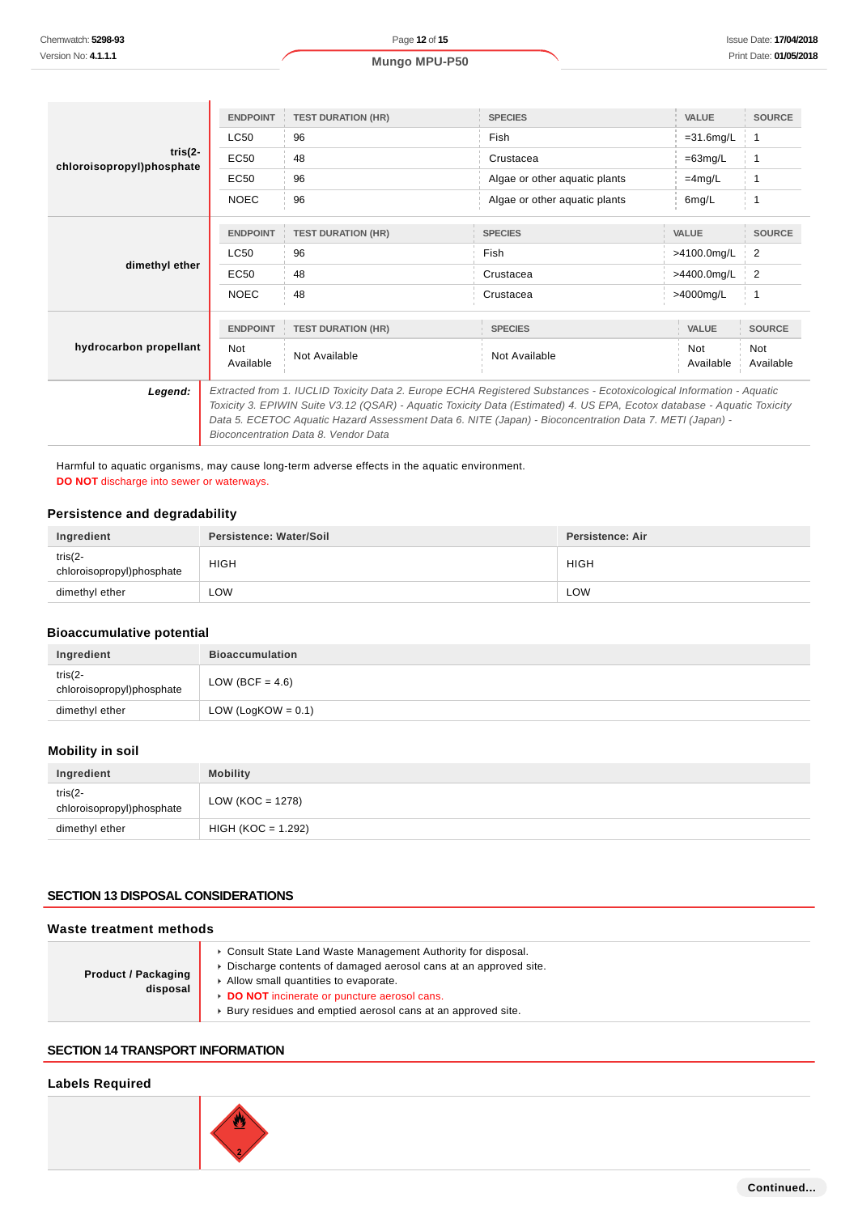| | ENDPOINT | TEST DURATION (HR) | SPECIES | VALUE | SOURCE |
|---|---|---|---|---|---|
| **tris(2-chloroisopropyl)phosphate** | LC50 | 96 | Fish | =31.6mg/L | 1 |
| | EC50 | 48 | Crustacea | =63mg/L | 1 |
| | EC50 | 96 | Algae or other aquatic plants | =4mg/L | 1 |
| | NOEC | 96 | Algae or other aquatic plants | 6mg/L | 1 |

| | ENDPOINT | TEST DURATION (HR) | SPECIES | VALUE | SOURCE |
|---|---|---|---|---|---|
| **dimethyl ether** | LC50 | 96 | Fish | >4100.0mg/L | 2 |
| | EC50 | 48 | Crustacea | >4400.0mg/L | 2 |
| | NOEC | 48 | Crustacea | >4000mg/L | 1 |

| | ENDPOINT | TEST DURATION (HR) | SPECIES | VALUE | SOURCE |
|---|---|---|---|---|---|
| **hydrocarbon propellant** | Not Available | Not Available | Not Available | Not Available | Not Available |

***Legend:*** *Extracted from 1. IUCLID Toxicity Data 2. Europe ECHA Registered Substances - Ecotoxicological Information - Aquatic Toxicity 3. EPIWIN Suite V3.12 (QSAR) - Aquatic Toxicity Data (Estimated) 4. US EPA, Ecotox database - Aquatic Toxicity Data 5. ECETOC Aquatic Hazard Assessment Data 6. NITE (Japan) - Bioconcentration Data 7. METI (Japan) - Bioconcentration Data 8. Vendor Data*

Harmful to aquatic organisms, may cause long-term adverse effects in the aquatic environment.
**DO NOT** discharge into sewer or waterways.

### Persistence and degradability

| Ingredient | Persistence: Water/Soil | Persistence: Air |
|---|---|---|
| tris(2-chloroisopropyl)phosphate | HIGH | HIGH |
| dimethyl ether | LOW | LOW |

### Bioaccumulative potential

| Ingredient | Bioaccumulation |
|---|---|
| tris(2-chloroisopropyl)phosphate | LOW (BCF = 4.6) |
| dimethyl ether | LOW (LogKOW = 0.1) |

### Mobility in soil

| Ingredient | Mobility |
|---|---|
| tris(2-chloroisopropyl)phosphate | LOW (KOC = 1278) |
| dimethyl ether | HIGH (KOC = 1.292) |

## SECTION 13 DISPOSAL CONSIDERATIONS

### Waste treatment methods

**Product / Packaging disposal**

- Consult State Land Waste Management Authority for disposal.
- Discharge contents of damaged aerosol cans at an approved site.
- Allow small quantities to evaporate.
- **DO NOT** incinerate or puncture aerosol cans.
- Bury residues and emptied aerosol cans at an approved site.

## SECTION 14 TRANSPORT INFORMATION

### Labels Required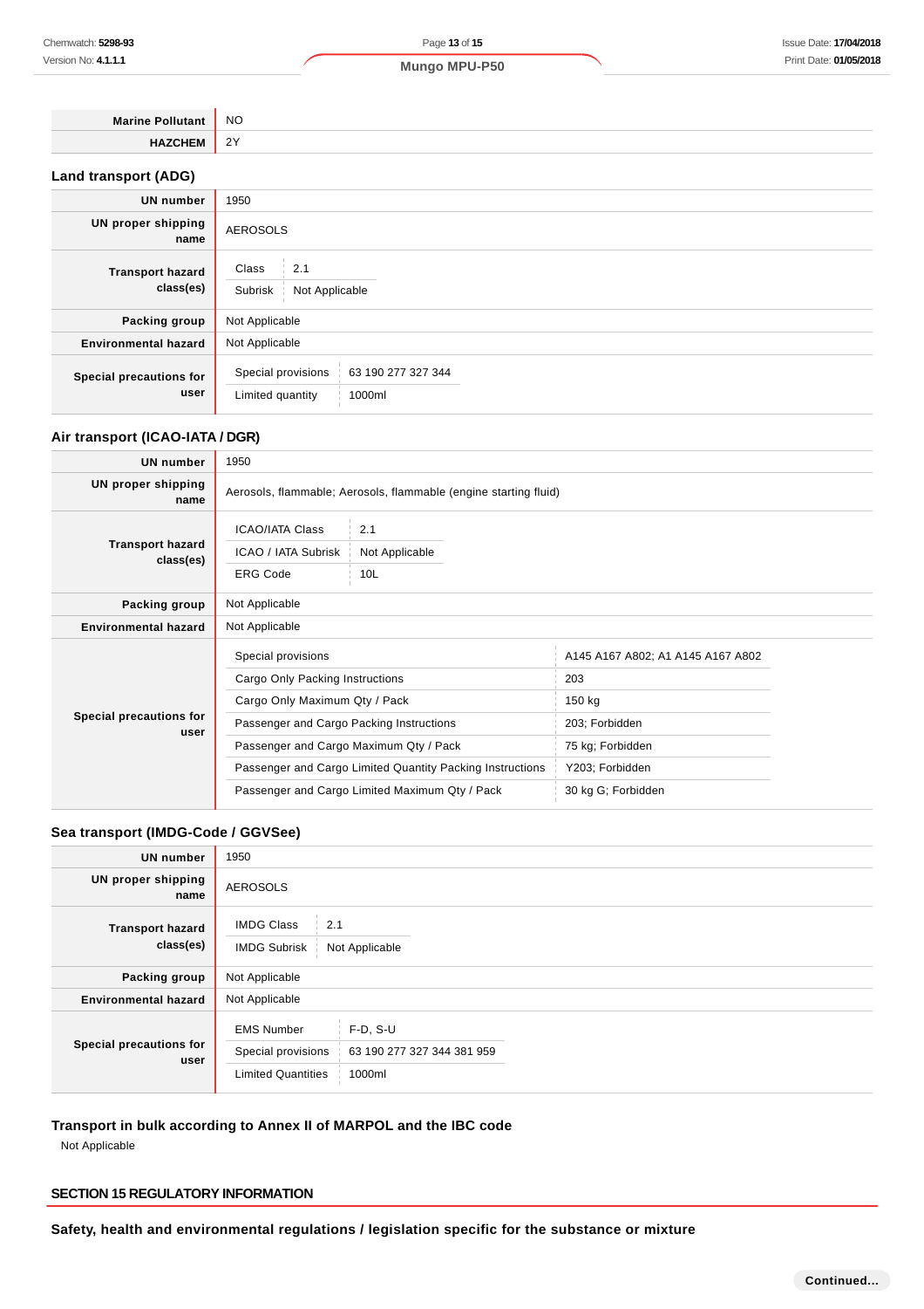| | |
|---|---|
| **Marine Pollutant** | NO |
| **HAZCHEM** | 2Y |

### Land transport (ADG)

| | |
|---|---|
| **UN number** | 1950 |
| **UN proper shipping name** | AEROSOLS |
| **Transport hazard class(es)** | Class: 2.1<br>Subrisk: Not Applicable |
| **Packing group** | Not Applicable |
| **Environmental hazard** | Not Applicable |
| **Special precautions for user** | Special provisions: 63 190 277 327 344<br>Limited quantity: 1000ml |

### Air transport (ICAO-IATA / DGR)

| | |
|---|---|
| **UN number** | 1950 |
| **UN proper shipping name** | Aerosols, flammable; Aerosols, flammable (engine starting fluid) |
| **Transport hazard class(es)** | ICAO/IATA Class: 2.1<br>ICAO / IATA Subrisk: Not Applicable<br>ERG Code: 10L |
| **Packing group** | Not Applicable |
| **Environmental hazard** | Not Applicable |
| **Special precautions for user** | Special provisions: A145 A167 A802; A1 A145 A167 A802<br>Cargo Only Packing Instructions: 203<br>Cargo Only Maximum Qty / Pack: 150 kg<br>Passenger and Cargo Packing Instructions: 203; Forbidden<br>Passenger and Cargo Maximum Qty / Pack: 75 kg; Forbidden<br>Passenger and Cargo Limited Quantity Packing Instructions: Y203; Forbidden<br>Passenger and Cargo Limited Maximum Qty / Pack: 30 kg G; Forbidden |

### Sea transport (IMDG-Code / GGVSee)

| | |
|---|---|
| **UN number** | 1950 |
| **UN proper shipping name** | AEROSOLS |
| **Transport hazard class(es)** | IMDG Class: 2.1<br>IMDG Subrisk: Not Applicable |
| **Packing group** | Not Applicable |
| **Environmental hazard** | Not Applicable |
| **Special precautions for user** | EMS Number: F-D, S-U<br>Special provisions: 63 190 277 327 344 381 959<br>Limited Quantities: 1000ml |

### Transport in bulk according to Annex II of MARPOL and the IBC code

Not Applicable

## SECTION 15 REGULATORY INFORMATION

### Safety, health and environmental regulations / legislation specific for the substance or mixture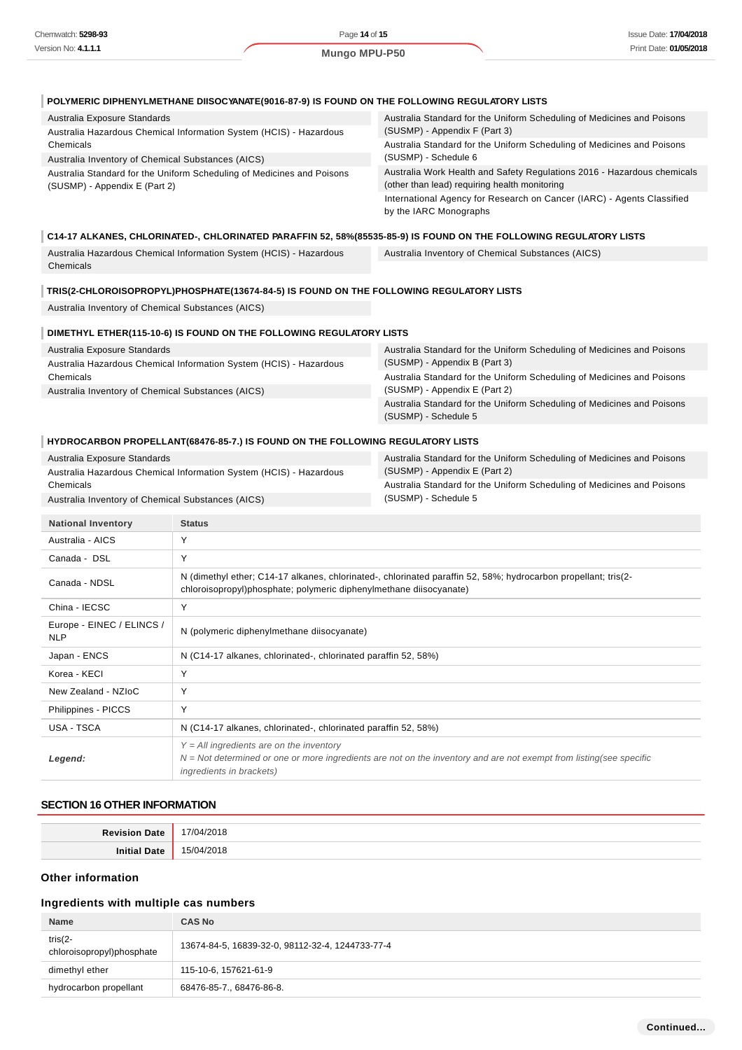#### POLYMERIC DIPHENYLMETHANE DIISOCYANATE(9016-87-9) IS FOUND ON THE FOLLOWING REGULATORY LISTS

| | |
|---|---|
| Australia Exposure Standards | Australia Standard for the Uniform Scheduling of Medicines and Poisons (SUSMP) - Appendix F (Part 3) |
| Australia Hazardous Chemical Information System (HCIS) - Hazardous Chemicals | Australia Standard for the Uniform Scheduling of Medicines and Poisons (SUSMP) - Schedule 6 |
| Australia Inventory of Chemical Substances (AICS) | Australia Work Health and Safety Regulations 2016 - Hazardous chemicals (other than lead) requiring health monitoring |
| Australia Standard for the Uniform Scheduling of Medicines and Poisons (SUSMP) - Appendix E (Part 2) | International Agency for Research on Cancer (IARC) - Agents Classified by the IARC Monographs |

#### C14-17 ALKANES, CHLORINATED-, CHLORINATED PARAFFIN 52, 58%(85535-85-9) IS FOUND ON THE FOLLOWING REGULATORY LISTS

| | |
|---|---|
| Australia Hazardous Chemical Information System (HCIS) - Hazardous Chemicals | Australia Inventory of Chemical Substances (AICS) |

#### TRIS(2-CHLOROISOPROPYL)PHOSPHATE(13674-84-5) IS FOUND ON THE FOLLOWING REGULATORY LISTS

Australia Inventory of Chemical Substances (AICS)

#### DIMETHYL ETHER(115-10-6) IS FOUND ON THE FOLLOWING REGULATORY LISTS

| | |
|---|---|
| Australia Exposure Standards | Australia Standard for the Uniform Scheduling of Medicines and Poisons (SUSMP) - Appendix B (Part 3) |
| Australia Hazardous Chemical Information System (HCIS) - Hazardous Chemicals | Australia Standard for the Uniform Scheduling of Medicines and Poisons (SUSMP) - Appendix E (Part 2) |
| Australia Inventory of Chemical Substances (AICS) | Australia Standard for the Uniform Scheduling of Medicines and Poisons (SUSMP) - Schedule 5 |

#### HYDROCARBON PROPELLANT(68476-85-7.) IS FOUND ON THE FOLLOWING REGULATORY LISTS

| | |
|---|---|
| Australia Exposure Standards | Australia Standard for the Uniform Scheduling of Medicines and Poisons (SUSMP) - Appendix E (Part 2) |
| Australia Hazardous Chemical Information System (HCIS) - Hazardous Chemicals | Australia Standard for the Uniform Scheduling of Medicines and Poisons (SUSMP) - Schedule 5 |
| Australia Inventory of Chemical Substances (AICS) | |

| National Inventory | Status |
|---|---|
| Australia - AICS | Y |
| Canada - DSL | Y |
| Canada - NDSL | N (dimethyl ether; C14-17 alkanes, chlorinated-, chlorinated paraffin 52, 58%; hydrocarbon propellant; tris(2-chloroisopropyl)phosphate; polymeric diphenylmethane diisocyanate) |
| China - IECSC | Y |
| Europe - EINEC / ELINCS / NLP | N (polymeric diphenylmethane diisocyanate) |
| Japan - ENCS | N (C14-17 alkanes, chlorinated-, chlorinated paraffin 52, 58%) |
| Korea - KECI | Y |
| New Zealand - NZIoC | Y |
| Philippines - PICCS | Y |
| USA - TSCA | N (C14-17 alkanes, chlorinated-, chlorinated paraffin 52, 58%) |
| ***Legend:*** | *Y = All ingredients are on the inventory*<br>*N = Not determined or one or more ingredients are not on the inventory and are not exempt from listing(see specific ingredients in brackets)* |

## SECTION 16 OTHER INFORMATION

| | |
|---|---|
| **Revision Date** | 17/04/2018 |
| **Initial Date** | 15/04/2018 |

### Other information

### Ingredients with multiple cas numbers

| Name | CAS No |
|---|---|
| tris(2-chloroisopropyl)phosphate | 13674-84-5, 16839-32-0, 98112-32-4, 1244733-77-4 |
| dimethyl ether | 115-10-6, 157621-61-9 |
| hydrocarbon propellant | 68476-85-7., 68476-86-8. |

**Continued...**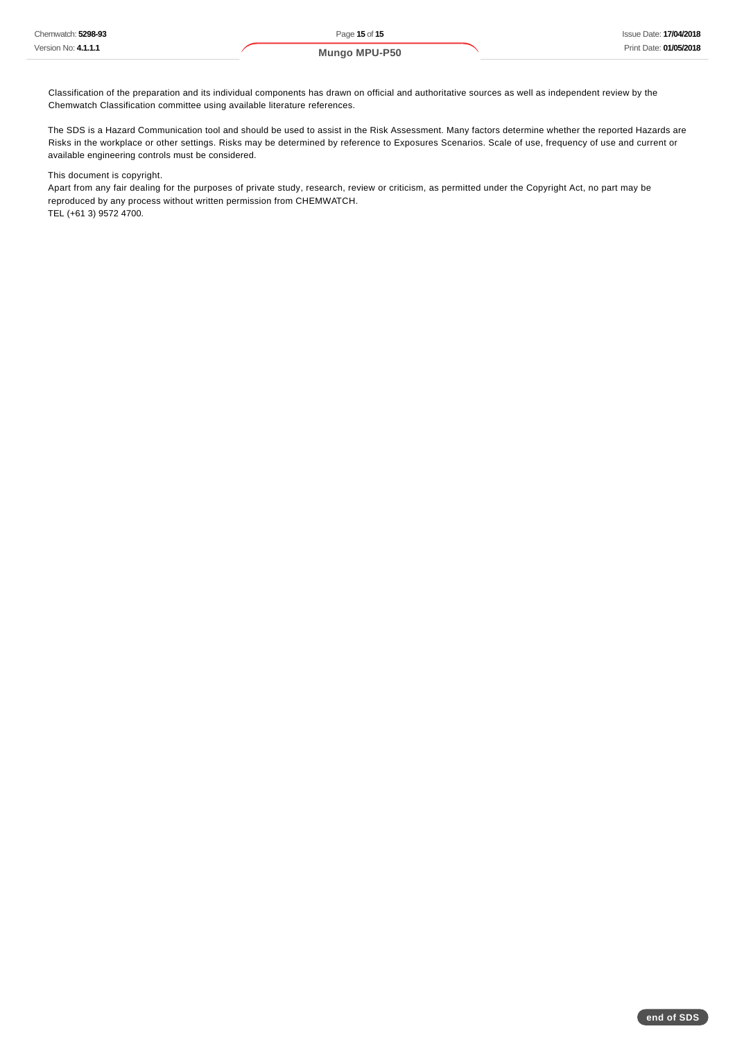Classification of the preparation and its individual components has drawn on official and authoritative sources as well as independent review by the Chemwatch Classification committee using available literature references.

The SDS is a Hazard Communication tool and should be used to assist in the Risk Assessment. Many factors determine whether the reported Hazards are Risks in the workplace or other settings. Risks may be determined by reference to Exposures Scenarios. Scale of use, frequency of use and current or available engineering controls must be considered.

This document is copyright.
Apart from any fair dealing for the purposes of private study, research, review or criticism, as permitted under the Copyright Act, no part may be reproduced by any process without written permission from CHEMWATCH.
TEL (+61 3) 9572 4700.

**end of SDS**